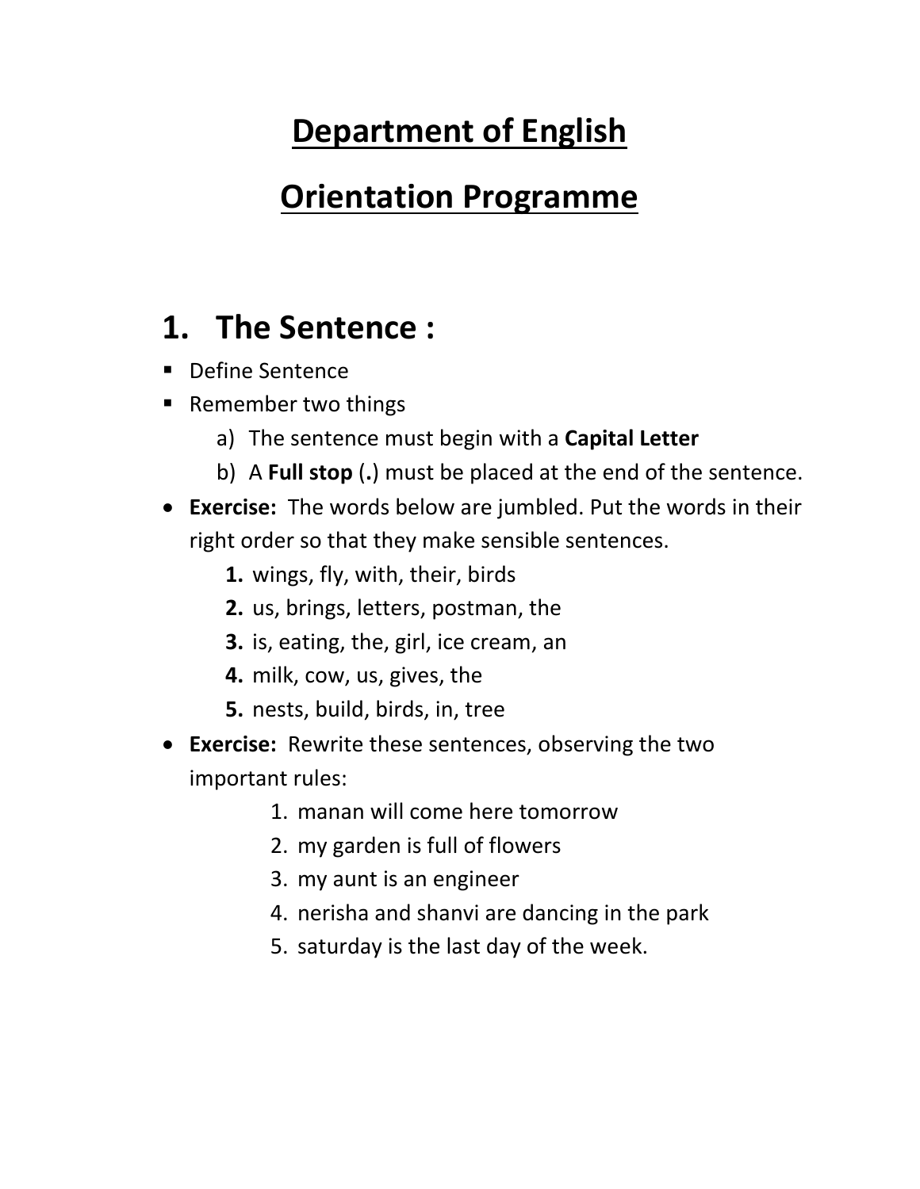# Department of English

# Orientation Programme

## 1. The Sentence :

- Define Sentence
- Remember two things
  - a) The sentence must begin with a **Capital Letter**
  - b) A **Full stop** (**.**) must be placed at the end of the sentence.

- **Exercise:** The words below are jumbled. Put the words in their right order so that they make sensible sentences.
  1. wings, fly, with, their, birds
  2. us, brings, letters, postman, the
  3. is, eating, the, girl, ice cream, an
  4. milk, cow, us, gives, the
  5. nests, build, birds, in, tree

- **Exercise:** Rewrite these sentences, observing the two important rules:
  1. manan will come here tomorrow
  2. my garden is full of flowers
  3. my aunt is an engineer
  4. nerisha and shanvi are dancing in the park
  5. saturday is the last day of the week.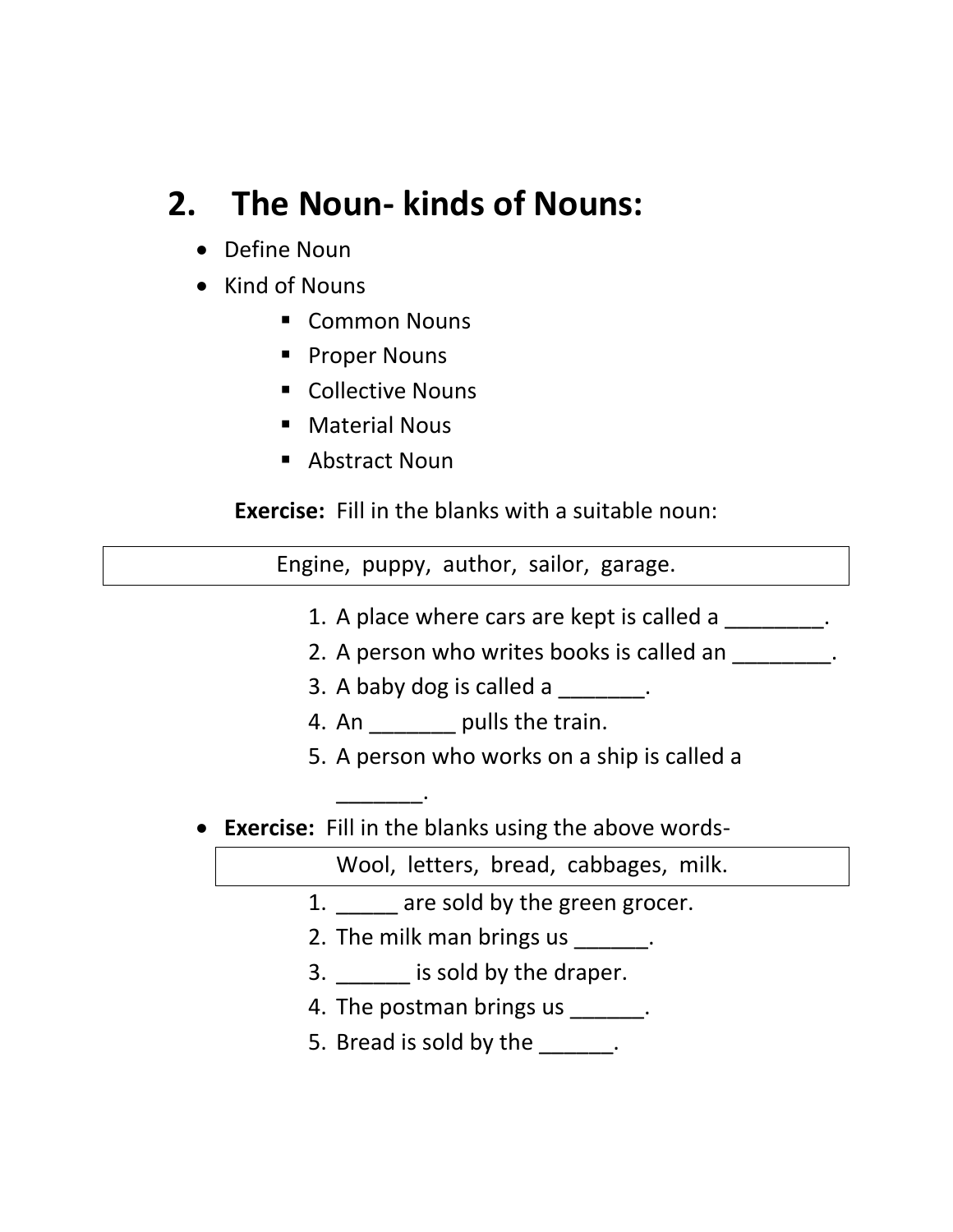## 2. The Noun- kinds of Nouns:

- Define Noun
- Kind of Nouns
    - Common Nouns
    - Proper Nouns
    - Collective Nouns
    - Material Nous
    - Abstract Noun

**Exercise:** Fill in the blanks with a suitable noun:

| Engine, puppy, author, sailor, garage. |
|---|

1. A place where cars are kept is called a ________.
2. A person who writes books is called an ________.
3. A baby dog is called a _______.
4. An _______ pulls the train.
5. A person who works on a ship is called a _______.

- **Exercise:** Fill in the blanks using the above words-

| Wool, letters, bread, cabbages, milk. |
|---|

1. _____ are sold by the green grocer.
2. The milk man brings us ______.
3. ______ is sold by the draper.
4. The postman brings us ______.
5. Bread is sold by the ______.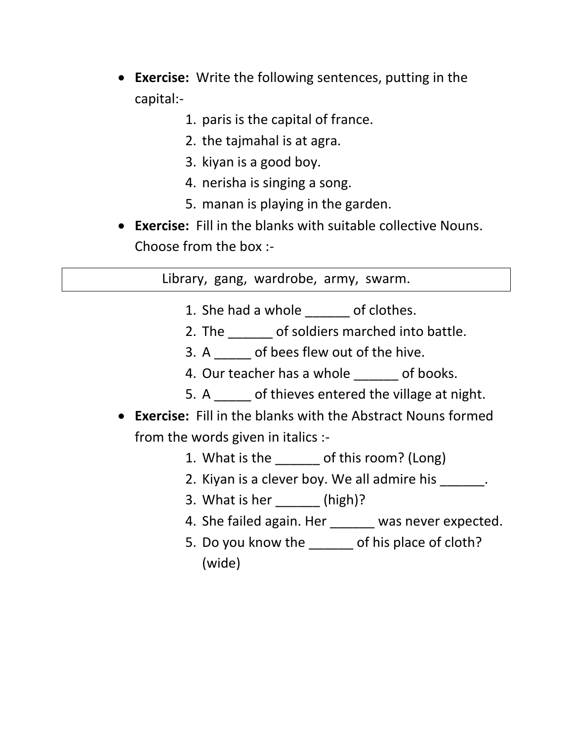- **Exercise:** Write the following sentences, putting in the capital:-
    1. paris is the capital of france.
    2. the tajmahal is at agra.
    3. kiyan is a good boy.
    4. nerisha is singing a song.
    5. manan is playing in the garden.
- **Exercise:** Fill in the blanks with suitable collective Nouns. Choose from the box :-

| Library, gang, wardrobe, army, swarm. |
| --- |

1. She had a whole ______ of clothes.
2. The ______ of soldiers marched into battle.
3. A _____ of bees flew out of the hive.
4. Our teacher has a whole ______ of books.
5. A _____ of thieves entered the village at night.

- **Exercise:** Fill in the blanks with the Abstract Nouns formed from the words given in italics :-
    1. What is the ______ of this room? (Long)
    2. Kiyan is a clever boy. We all admire his ______.
    3. What is her ______ (high)?
    4. She failed again. Her ______ was never expected.
    5. Do you know the ______ of his place of cloth? (wide)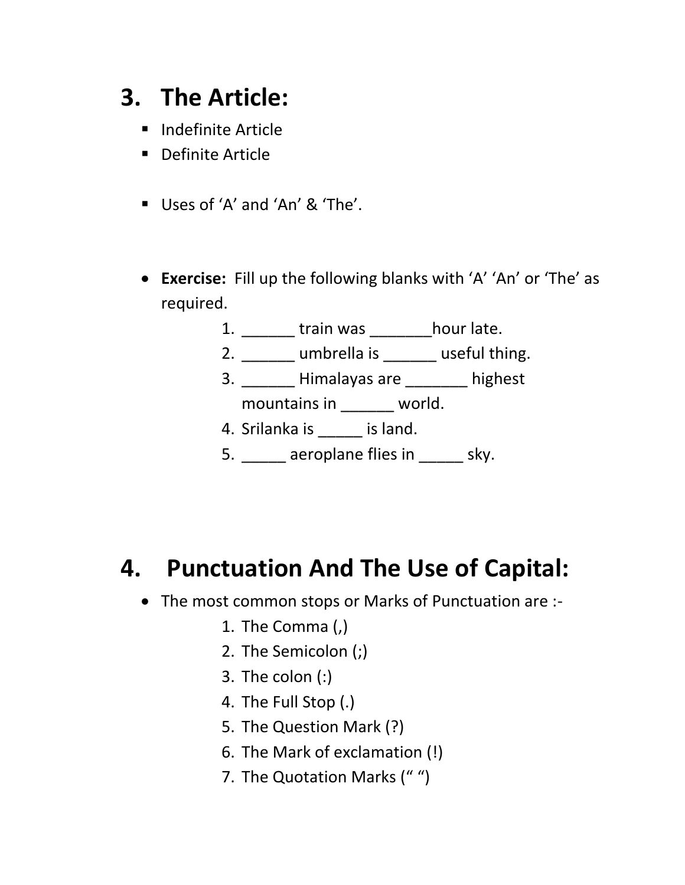## 3. The Article:

- Indefinite Article
- Definite Article

- Uses of 'A' and 'An' & 'The'.

- **Exercise:** Fill up the following blanks with 'A' 'An' or 'The' as required.
  1. ______ train was _______hour late.
  2. ______ umbrella is ______ useful thing.
  3. ______ Himalayas are _______ highest mountains in ______ world.
  4. Srilanka is _____ is land.
  5. _____ aeroplane flies in _____ sky.

## 4. Punctuation And The Use of Capital:

- The most common stops or Marks of Punctuation are :-
  1. The Comma (,)
  2. The Semicolon (;)
  3. The colon (:)
  4. The Full Stop (.)
  5. The Question Mark (?)
  6. The Mark of exclamation (!)
  7. The Quotation Marks (“ “)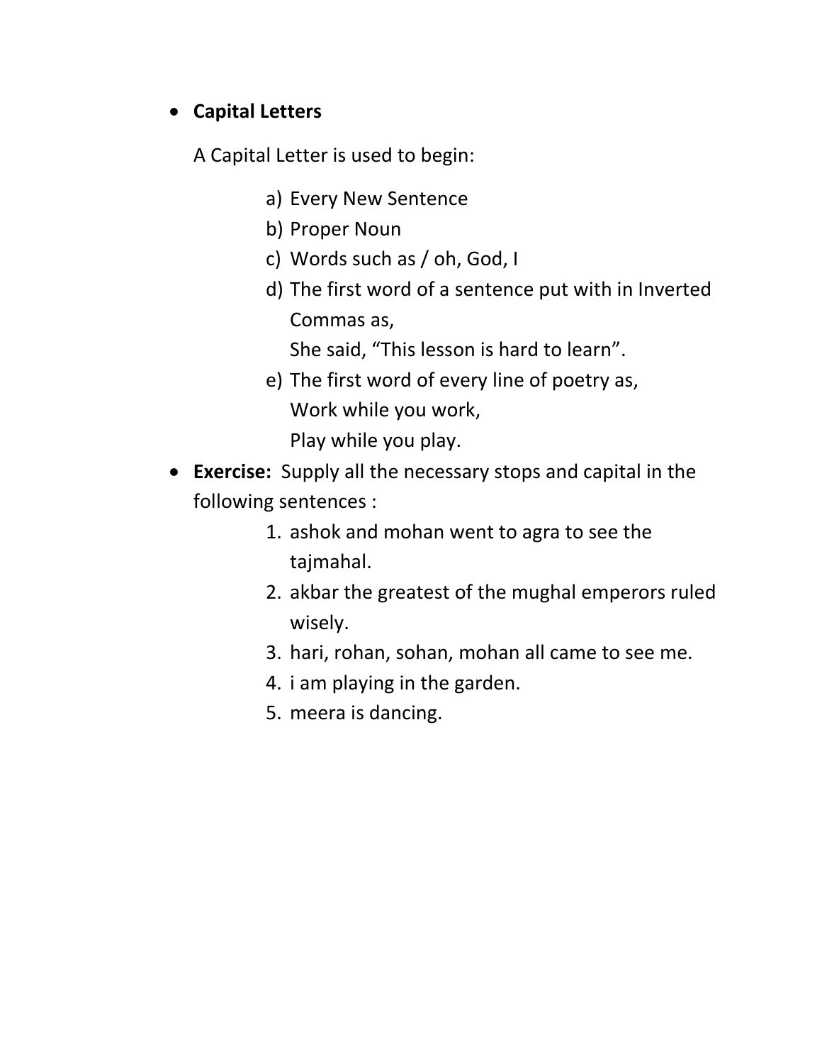- **Capital Letters**

  A Capital Letter is used to begin:

  a) Every New Sentence
  b) Proper Noun
  c) Words such as / oh, God, I
  d) The first word of a sentence put with in Inverted Commas as,
     She said, "This lesson is hard to learn".
  e) The first word of every line of poetry as,
     Work while you work,
     Play while you play.

- **Exercise:** Supply all the necessary stops and capital in the following sentences :

  1. ashok and mohan went to agra to see the tajmahal.
  2. akbar the greatest of the mughal emperors ruled wisely.
  3. hari, rohan, sohan, mohan all came to see me.
  4. i am playing in the garden.
  5. meera is dancing.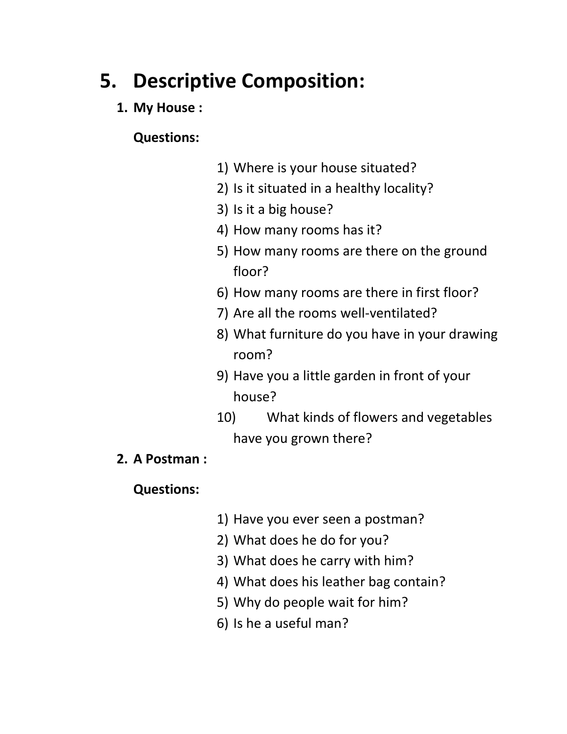# 5. Descriptive Composition:

## 1. My House :

**Questions:**

1) Where is your house situated?
2) Is it situated in a healthy locality?
3) Is it a big house?
4) How many rooms has it?
5) How many rooms are there on the ground floor?
6) How many rooms are there in first floor?
7) Are all the rooms well-ventilated?
8) What furniture do you have in your drawing room?
9) Have you a little garden in front of your house?
10) What kinds of flowers and vegetables have you grown there?

## 2. A Postman :

**Questions:**

1) Have you ever seen a postman?
2) What does he do for you?
3) What does he carry with him?
4) What does his leather bag contain?
5) Why do people wait for him?
6) Is he a useful man?